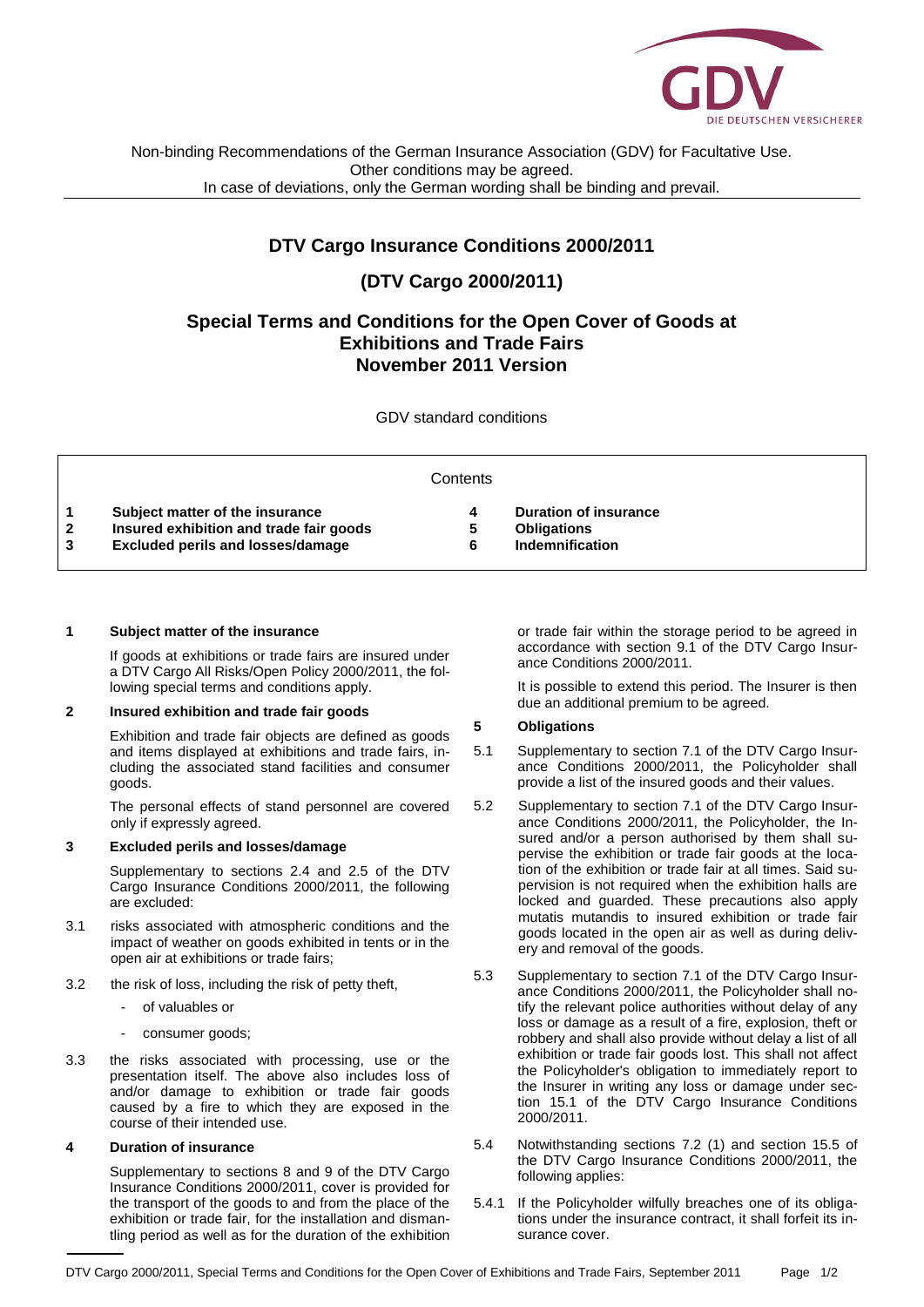Non-binding Recommendations of the German Insurance Association (GDV) for Facultative Use.
Other conditions may be agreed.
In case of deviations, only the German wording shall be binding and prevail.

# DTV Cargo Insurance Conditions 2000/2011

# (DTV Cargo 2000/2011)

## Special Terms and Conditions for the Open Cover of Goods at Exhibitions and Trade Fairs November 2011 Version

GDV standard conditions

Contents

| | | | |
|---|---|---|---|
| **1** | **Subject matter of the insurance** | **4** | **Duration of insurance** |
| **2** | **Insured exhibition and trade fair goods** | **5** | **Obligations** |
| **3** | **Excluded perils and losses/damage** | **6** | **Indemnification** |

## 1 Subject matter of the insurance

If goods at exhibitions or trade fairs are insured under a DTV Cargo All Risks/Open Policy 2000/2011, the following special terms and conditions apply.

## 2 Insured exhibition and trade fair goods

Exhibition and trade fair objects are defined as goods and items displayed at exhibitions and trade fairs, including the associated stand facilities and consumer goods.

The personal effects of stand personnel are covered only if expressly agreed.

## 3 Excluded perils and losses/damage

Supplementary to sections 2.4 and 2.5 of the DTV Cargo Insurance Conditions 2000/2011, the following are excluded:

3.1 risks associated with atmospheric conditions and the impact of weather on goods exhibited in tents or in the open air at exhibitions or trade fairs;

3.2 the risk of loss, including the risk of petty theft,

- of valuables or
- consumer goods;

3.3 the risks associated with processing, use or the presentation itself. The above also includes loss of and/or damage to exhibition or trade fair goods caused by a fire to which they are exposed in the course of their intended use.

## 4 Duration of insurance

Supplementary to sections 8 and 9 of the DTV Cargo Insurance Conditions 2000/2011, cover is provided for the transport of the goods to and from the place of the exhibition or trade fair, for the installation and dismantling period as well as for the duration of the exhibition or trade fair within the storage period to be agreed in accordance with section 9.1 of the DTV Cargo Insurance Conditions 2000/2011.

It is possible to extend this period. The Insurer is then due an additional premium to be agreed.

## 5 Obligations

5.1 Supplementary to section 7.1 of the DTV Cargo Insurance Conditions 2000/2011, the Policyholder shall provide a list of the insured goods and their values.

5.2 Supplementary to section 7.1 of the DTV Cargo Insurance Conditions 2000/2011, the Policyholder, the Insured and/or a person authorised by them shall supervise the exhibition or trade fair goods at the location of the exhibition or trade fair at all times. Said supervision is not required when the exhibition halls are locked and guarded. These precautions also apply mutatis mutandis to insured exhibition or trade fair goods located in the open air as well as during delivery and removal of the goods.

5.3 Supplementary to section 7.1 of the DTV Cargo Insurance Conditions 2000/2011, the Policyholder shall notify the relevant police authorities without delay of any loss or damage as a result of a fire, explosion, theft or robbery and shall also provide without delay a list of all exhibition or trade fair goods lost. This shall not affect the Policyholder's obligation to immediately report to the Insurer in writing any loss or damage under section 15.1 of the DTV Cargo Insurance Conditions 2000/2011.

5.4 Notwithstanding sections 7.2 (1) and section 15.5 of the DTV Cargo Insurance Conditions 2000/2011, the following applies:

5.4.1 If the Policyholder wilfully breaches one of its obligations under the insurance contract, it shall forfeit its insurance cover.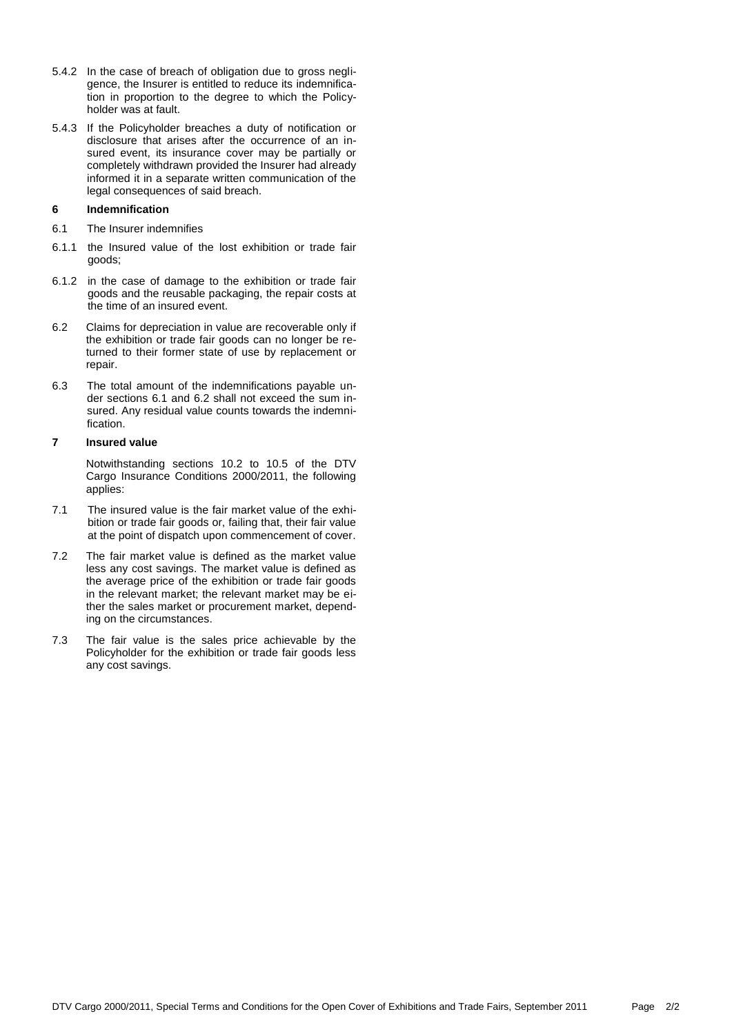5.4.2 In the case of breach of obligation due to gross negligence, the Insurer is entitled to reduce its indemnification in proportion to the degree to which the Policyholder was at fault.

5.4.3 If the Policyholder breaches a duty of notification or disclosure that arises after the occurrence of an insured event, its insurance cover may be partially or completely withdrawn provided the Insurer had already informed it in a separate written communication of the legal consequences of said breach.

## 6 Indemnification

6.1 The Insurer indemnifies

6.1.1 the Insured value of the lost exhibition or trade fair goods;

6.1.2 in the case of damage to the exhibition or trade fair goods and the reusable packaging, the repair costs at the time of an insured event.

6.2 Claims for depreciation in value are recoverable only if the exhibition or trade fair goods can no longer be returned to their former state of use by replacement or repair.

6.3 The total amount of the indemnifications payable under sections 6.1 and 6.2 shall not exceed the sum insured. Any residual value counts towards the indemnification.

## 7 Insured value

Notwithstanding sections 10.2 to 10.5 of the DTV Cargo Insurance Conditions 2000/2011, the following applies:

7.1 The insured value is the fair market value of the exhibition or trade fair goods or, failing that, their fair value at the point of dispatch upon commencement of cover.

7.2 The fair market value is defined as the market value less any cost savings. The market value is defined as the average price of the exhibition or trade fair goods in the relevant market; the relevant market may be either the sales market or procurement market, depending on the circumstances.

7.3 The fair value is the sales price achievable by the Policyholder for the exhibition or trade fair goods less any cost savings.